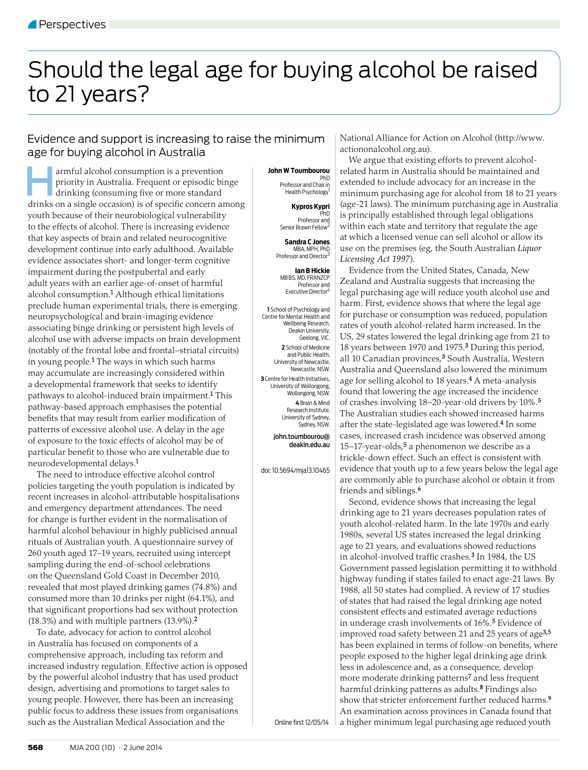Perspectives

# Should the legal age for buying alcohol be raised to 21 years?

## Evidence and support is increasing to raise the minimum age for buying alcohol in Australia

**John W Toumbourou** PhD, Professor and Chair in Health Psychology[1]

**Kypros Kypri** PhD, Professor and Senior Brawn Fellow[2]

**Sandra C Jones** MBA, MPH, PhD, Professor and Director[3]

**Ian B Hickie** MB BS, MD, FRANZCP, Professor and Executive Director[4]

1 School of Psychology and Centre for Mental Health and Wellbeing Research, Deakin University, Geelong, VIC.
2 School of Medicine and Public Health, University of Newcastle, Newcastle, NSW.
3 Centre for Health Initiatives, University of Wollongong, Wollongong, NSW.
4 Brain & Mind Research Institute, University of Sydney, Sydney, NSW.

john.toumbourou@deakin.edu.au

doi: 10.5694/mja13.10465

Online first 12/05/14

Harmful alcohol consumption is a prevention priority in Australia. Frequent or episodic binge drinking (consuming five or more standard drinks on a single occasion) is of specific concern among youth because of their neurobiological vulnerability to the effects of alcohol. There is increasing evidence that key aspects of brain and related neurocognitive development continue into early adulthood. Available evidence associates short- and longer-term cognitive impairment during the postpubertal and early adult years with an earlier age-of-onset of harmful alcohol consumption.[1] Although ethical limitations preclude human experimental trials, there is emerging neuropsychological and brain-imaging evidence associating binge drinking or persistent high levels of alcohol use with adverse impacts on brain development (notably of the frontal lobe and frontal–striatal circuits) in young people.[1] The ways in which such harms may accumulate are increasingly considered within a developmental framework that seeks to identify pathways to alcohol-induced brain impairment.[1] This pathway-based approach emphasises the potential benefits that may result from earlier modification of patterns of excessive alcohol use. A delay in the age of exposure to the toxic effects of alcohol may be of particular benefit to those who are vulnerable due to neurodevelopmental delays.[1]

The need to introduce effective alcohol control policies targeting the youth population is indicated by recent increases in alcohol-attributable hospitalisations and emergency department attendances. The need for change is further evident in the normalisation of harmful alcohol behaviour in highly publicised annual rituals of Australian youth. A questionnaire survey of 260 youth aged 17–19 years, recruited using intercept sampling during the end-of-school celebrations on the Queensland Gold Coast in December 2010, revealed that most played drinking games (74.8%) and consumed more than 10 drinks per night (64.1%), and that significant proportions had sex without protection (18.3%) and with multiple partners (13.9%).[2]

To date, advocacy for action to control alcohol in Australia has focused on components of a comprehensive approach, including tax reform and increased industry regulation. Effective action is opposed by the powerful alcohol industry that has used product design, advertising and promotions to target sales to young people. However, there has been an increasing public focus to address these issues from organisations such as the Australian Medical Association and the National Alliance for Action on Alcohol (http://www.actiononalcohol.org.au).

We argue that existing efforts to prevent alcohol-related harm in Australia should be maintained and extended to include advocacy for an increase in the minimum purchasing age for alcohol from 18 to 21 years (age-21 laws). The minimum purchasing age in Australia is principally established through legal obligations within each state and territory that regulate the age at which a licensed venue can sell alcohol or allow its use on the premises (eg, the South Australian *Liquor Licensing Act 1997*).

Evidence from the United States, Canada, New Zealand and Australia suggests that increasing the legal purchasing age will reduce youth alcohol use and harm. First, evidence shows that where the legal age for purchase or consumption was reduced, population rates of youth alcohol-related harm increased. In the US, 29 states lowered the legal drinking age from 21 to 18 years between 1970 and 1975.[3] During this period, all 10 Canadian provinces,[3] South Australia, Western Australia and Queensland also lowered the minimum age for selling alcohol to 18 years.[4] A meta-analysis found that lowering the age increased the incidence of crashes involving 18–20-year-old drivers by 10%.[5] The Australian studies each showed increased harms after the state-legislated age was lowered.[4] In some cases, increased crash incidence was observed among 15–17-year-olds,[5] a phenomenon we describe as a trickle-down effect. Such an effect is consistent with evidence that youth up to a few years below the legal age are commonly able to purchase alcohol or obtain it from friends and siblings.[6]

Second, evidence shows that increasing the legal drinking age to 21 years decreases population rates of youth alcohol-related harm. In the late 1970s and early 1980s, several US states increased the legal drinking age to 21 years, and evaluations showed reductions in alcohol-involved traffic crashes.[3] In 1984, the US Government passed legislation permitting it to withhold highway funding if states failed to enact age-21 laws. By 1988, all 50 states had complied. A review of 17 studies of states that had raised the legal drinking age noted consistent effects and estimated average reductions in underage crash involvements of 16%.[5] Evidence of improved road safety between 21 and 25 years of age[3,5] has been explained in terms of follow-on benefits, where people exposed to the higher legal drinking age drink less in adolescence and, as a consequence, develop more moderate drinking patterns[7] and less frequent harmful drinking patterns as adults.[8] Findings also show that stricter enforcement further reduced harms.[9] An examination across provinces in Canada found that a higher minimum legal purchasing age reduced youth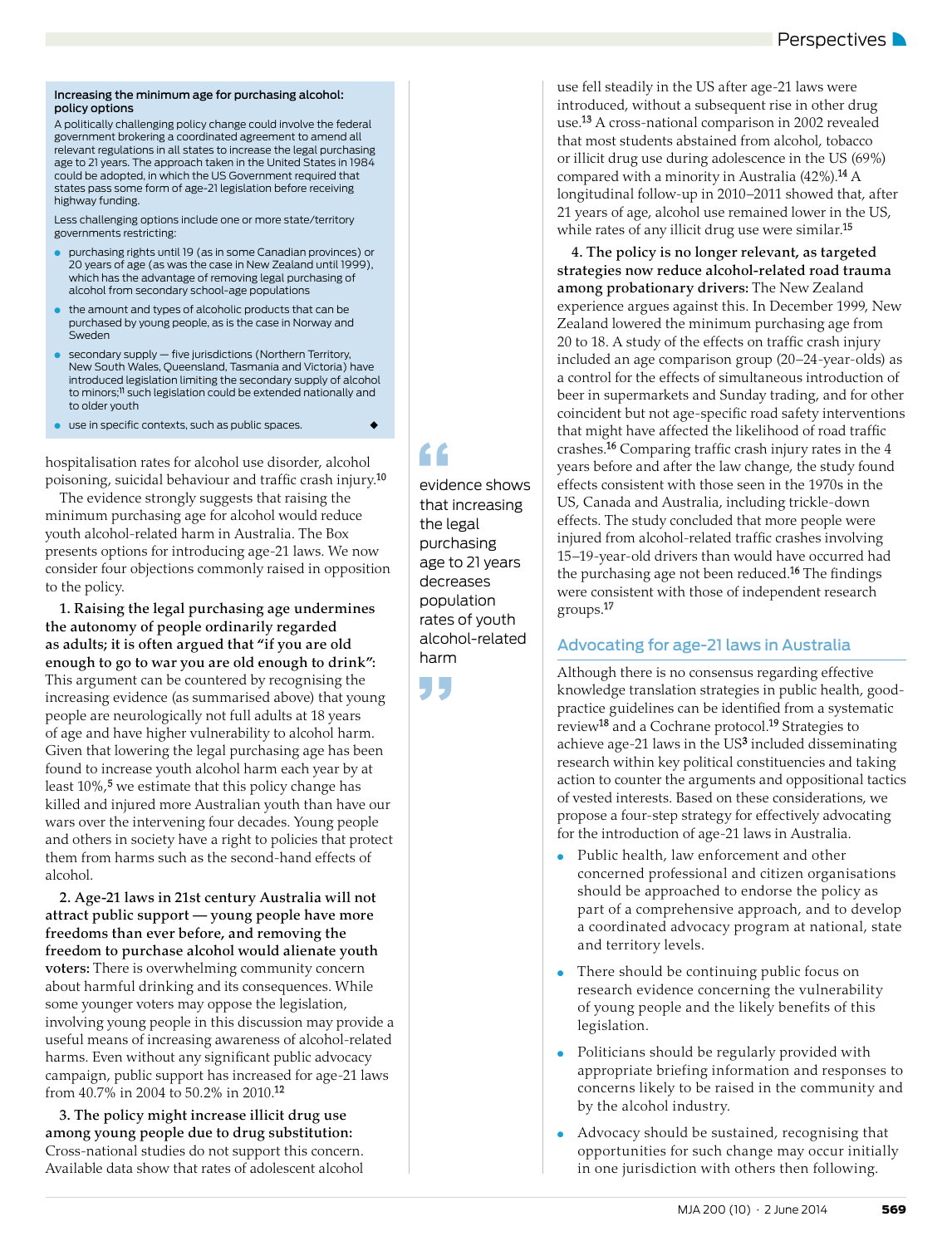### Increasing the minimum age for purchasing alcohol: policy options

A politically challenging policy change could involve the federal government brokering a coordinated agreement to amend all relevant regulations in all states to increase the legal purchasing age to 21 years. The approach taken in the United States in 1984 could be adopted, in which the US Government required that states pass some form of age-21 legislation before receiving highway funding.

Less challenging options include one or more state/territory governments restricting:

- purchasing rights until 19 (as in some Canadian provinces) or 20 years of age (as was the case in New Zealand until 1999), which has the advantage of removing legal purchasing of alcohol from secondary school-age populations
- the amount and types of alcoholic products that can be purchased by young people, as is the case in Norway and Sweden
- secondary supply — five jurisdictions (Northern Territory, New South Wales, Queensland, Tasmania and Victoria) have introduced legislation limiting the secondary supply of alcohol to minors;[11] such legislation could be extended nationally and to older youth
- use in specific contexts, such as public spaces. ◆

hospitalisation rates for alcohol use disorder, alcohol poisoning, suicidal behaviour and traffic crash injury.[10]

The evidence strongly suggests that raising the minimum purchasing age for alcohol would reduce youth alcohol-related harm in Australia. The Box presents options for introducing age-21 laws. We now consider four objections commonly raised in opposition to the policy.

**1. Raising the legal purchasing age undermines the autonomy of people ordinarily regarded as adults; it is often argued that "if you are old enough to go to war you are old enough to drink":** This argument can be countered by recognising the increasing evidence (as summarised above) that young people are neurologically not full adults at 18 years of age and have higher vulnerability to alcohol harm. Given that lowering the legal purchasing age has been found to increase youth alcohol harm each year by at least 10%,[5] we estimate that this policy change has killed and injured more Australian youth than have our wars over the intervening four decades. Young people and others in society have a right to policies that protect them from harms such as the second-hand effects of alcohol.

**2. Age-21 laws in 21st century Australia will not attract public support — young people have more freedoms than ever before, and removing the freedom to purchase alcohol would alienate youth voters:** There is overwhelming community concern about harmful drinking and its consequences. While some younger voters may oppose the legislation, involving young people in this discussion may provide a useful means of increasing awareness of alcohol-related harms. Even without any significant public advocacy campaign, public support has increased for age-21 laws from 40.7% in 2004 to 50.2% in 2010.[12]

**3. The policy might increase illicit drug use among young people due to drug substitution:** Cross-national studies do not support this concern. Available data show that rates of adolescent alcohol use fell steadily in the US after age-21 laws were introduced, without a subsequent rise in other drug use.[13] A cross-national comparison in 2002 revealed that most students abstained from alcohol, tobacco or illicit drug use during adolescence in the US (69%) compared with a minority in Australia (42%).[14] A longitudinal follow-up in 2010–2011 showed that, after 21 years of age, alcohol use remained lower in the US, while rates of any illicit drug use were similar.[15]

> "evidence shows that increasing the legal purchasing age to 21 years decreases population rates of youth alcohol-related harm"

**4. The policy is no longer relevant, as targeted strategies now reduce alcohol-related road trauma among probationary drivers:** The New Zealand experience argues against this. In December 1999, New Zealand lowered the minimum purchasing age from 20 to 18. A study of the effects on traffic crash injury included an age comparison group (20–24-year-olds) as a control for the effects of simultaneous introduction of beer in supermarkets and Sunday trading, and for other coincident but not age-specific road safety interventions that might have affected the likelihood of road traffic crashes.[16] Comparing traffic crash injury rates in the 4 years before and after the law change, the study found effects consistent with those seen in the 1970s in the US, Canada and Australia, including trickle-down effects. The study concluded that more people were injured from alcohol-related traffic crashes involving 15–19-year-old drivers than would have occurred had the purchasing age not been reduced.[16] The findings were consistent with those of independent research groups.[17]

## Advocating for age-21 laws in Australia

Although there is no consensus regarding effective knowledge translation strategies in public health, good-practice guidelines can be identified from a systematic review[18] and a Cochrane protocol.[19] Strategies to achieve age-21 laws in the US[3] included disseminating research within key political constituencies and taking action to counter the arguments and oppositional tactics of vested interests. Based on these considerations, we propose a four-step strategy for effectively advocating for the introduction of age-21 laws in Australia.

- Public health, law enforcement and other concerned professional and citizen organisations should be approached to endorse the policy as part of a comprehensive approach, and to develop a coordinated advocacy program at national, state and territory levels.
- There should be continuing public focus on research evidence concerning the vulnerability of young people and the likely benefits of this legislation.
- Politicians should be regularly provided with appropriate briefing information and responses to concerns likely to be raised in the community and by the alcohol industry.
- Advocacy should be sustained, recognising that opportunities for such change may occur initially in one jurisdiction with others then following.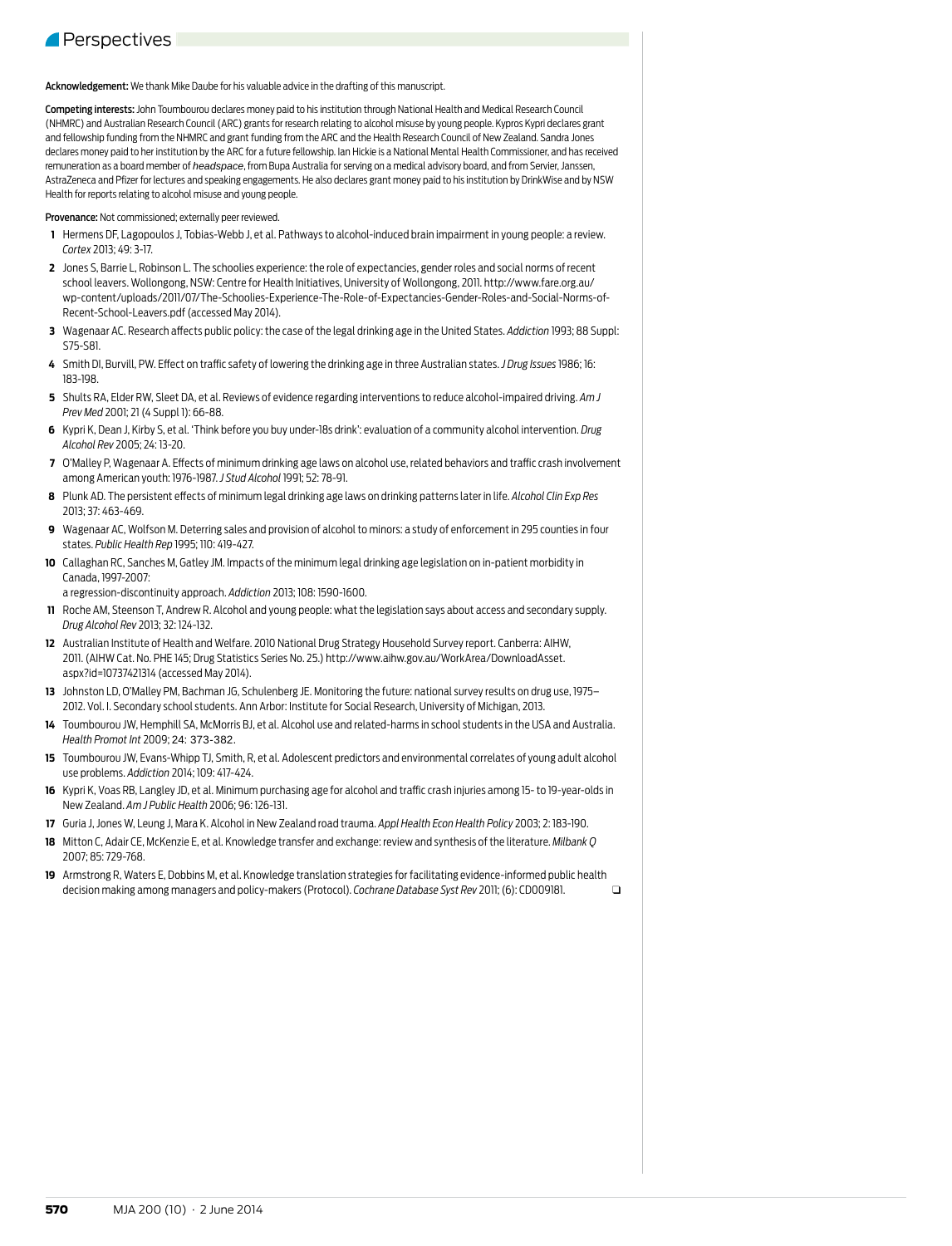**Acknowledgement:** We thank Mike Daube for his valuable advice in the drafting of this manuscript.

**Competing interests:** John Toumbourou declares money paid to his institution through National Health and Medical Research Council (NHMRC) and Australian Research Council (ARC) grants for research relating to alcohol misuse by young people. Kypros Kypri declares grant and fellowship funding from the NHMRC and grant funding from the ARC and the Health Research Council of New Zealand. Sandra Jones declares money paid to her institution by the ARC for a future fellowship. Ian Hickie is a National Mental Health Commissioner, and has received remuneration as a board member of *headspace*, from Bupa Australia for serving on a medical advisory board, and from Servier, Janssen, AstraZeneca and Pfizer for lectures and speaking engagements. He also declares grant money paid to his institution by DrinkWise and by NSW Health for reports relating to alcohol misuse and young people.

**Provenance:** Not commissioned; externally peer reviewed.

1. Hermens DF, Lagopoulos J, Tobias-Webb J, et al. Pathways to alcohol-induced brain impairment in young people: a review. *Cortex* 2013; 49: 3-17.
2. Jones S, Barrie L, Robinson L. The schoolies experience: the role of expectancies, gender roles and social norms of recent school leavers. Wollongong, NSW: Centre for Health Initiatives, University of Wollongong, 2011. http://www.fare.org.au/wp-content/uploads/2011/07/The-Schoolies-Experience-The-Role-of-Expectancies-Gender-Roles-and-Social-Norms-of-Recent-School-Leavers.pdf (accessed May 2014).
3. Wagenaar AC. Research affects public policy: the case of the legal drinking age in the United States. *Addiction* 1993; 88 Suppl: S75-S81.
4. Smith DI, Burvill, PW. Effect on traffic safety of lowering the drinking age in three Australian states. *J Drug Issues* 1986; 16: 183-198.
5. Shults RA, Elder RW, Sleet DA, et al. Reviews of evidence regarding interventions to reduce alcohol-impaired driving. *Am J Prev Med* 2001; 21 (4 Suppl 1): 66-88.
6. Kypri K, Dean J, Kirby S, et al. 'Think before you buy under-18s drink': evaluation of a community alcohol intervention. *Drug Alcohol Rev* 2005; 24: 13-20.
7. O'Malley P, Wagenaar A. Effects of minimum drinking age laws on alcohol use, related behaviors and traffic crash involvement among American youth: 1976-1987. *J Stud Alcohol* 1991; 52: 78-91.
8. Plunk AD. The persistent effects of minimum legal drinking age laws on drinking patterns later in life. *Alcohol Clin Exp Res* 2013; 37: 463-469.
9. Wagenaar AC, Wolfson M. Deterring sales and provision of alcohol to minors: a study of enforcement in 295 counties in four states. *Public Health Rep* 1995; 110: 419-427.
10. Callaghan RC, Sanches M, Gatley JM. Impacts of the minimum legal drinking age legislation on in-patient morbidity in Canada, 1997-2007: a regression-discontinuity approach. *Addiction* 2013; 108: 1590-1600.
11. Roche AM, Steenson T, Andrew R. Alcohol and young people: what the legislation says about access and secondary supply. *Drug Alcohol Rev* 2013; 32: 124-132.
12. Australian Institute of Health and Welfare. 2010 National Drug Strategy Household Survey report. Canberra: AIHW, 2011. (AIHW Cat. No. PHE 145; Drug Statistics Series No. 25.) http://www.aihw.gov.au/WorkArea/DownloadAsset.aspx?id=10737421314 (accessed May 2014).
13. Johnston LD, O'Malley PM, Bachman JG, Schulenberg JE. Monitoring the future: national survey results on drug use, 1975–2012. Vol. I. Secondary school students. Ann Arbor: Institute for Social Research, University of Michigan, 2013.
14. Toumbourou JW, Hemphill SA, McMorris BJ, et al. Alcohol use and related-harms in school students in the USA and Australia. *Health Promot Int* 2009; 24: 373-382.
15. Toumbourou JW, Evans-Whipp TJ, Smith, R, et al. Adolescent predictors and environmental correlates of young adult alcohol use problems. *Addiction* 2014; 109: 417-424.
16. Kypri K, Voas RB, Langley JD, et al. Minimum purchasing age for alcohol and traffic crash injuries among 15- to 19-year-olds in New Zealand. *Am J Public Health* 2006; 96: 126-131.
17. Guria J, Jones W, Leung J, Mara K. Alcohol in New Zealand road trauma. *Appl Health Econ Health Policy* 2003; 2: 183-190.
18. Mitton C, Adair CE, McKenzie E, et al. Knowledge transfer and exchange: review and synthesis of the literature. *Milbank Q* 2007; 85: 729-768.
19. Armstrong R, Waters E, Dobbins M, et al. Knowledge translation strategies for facilitating evidence-informed public health decision making among managers and policy-makers (Protocol). *Cochrane Database Syst Rev* 2011; (6): CD009181. ❑